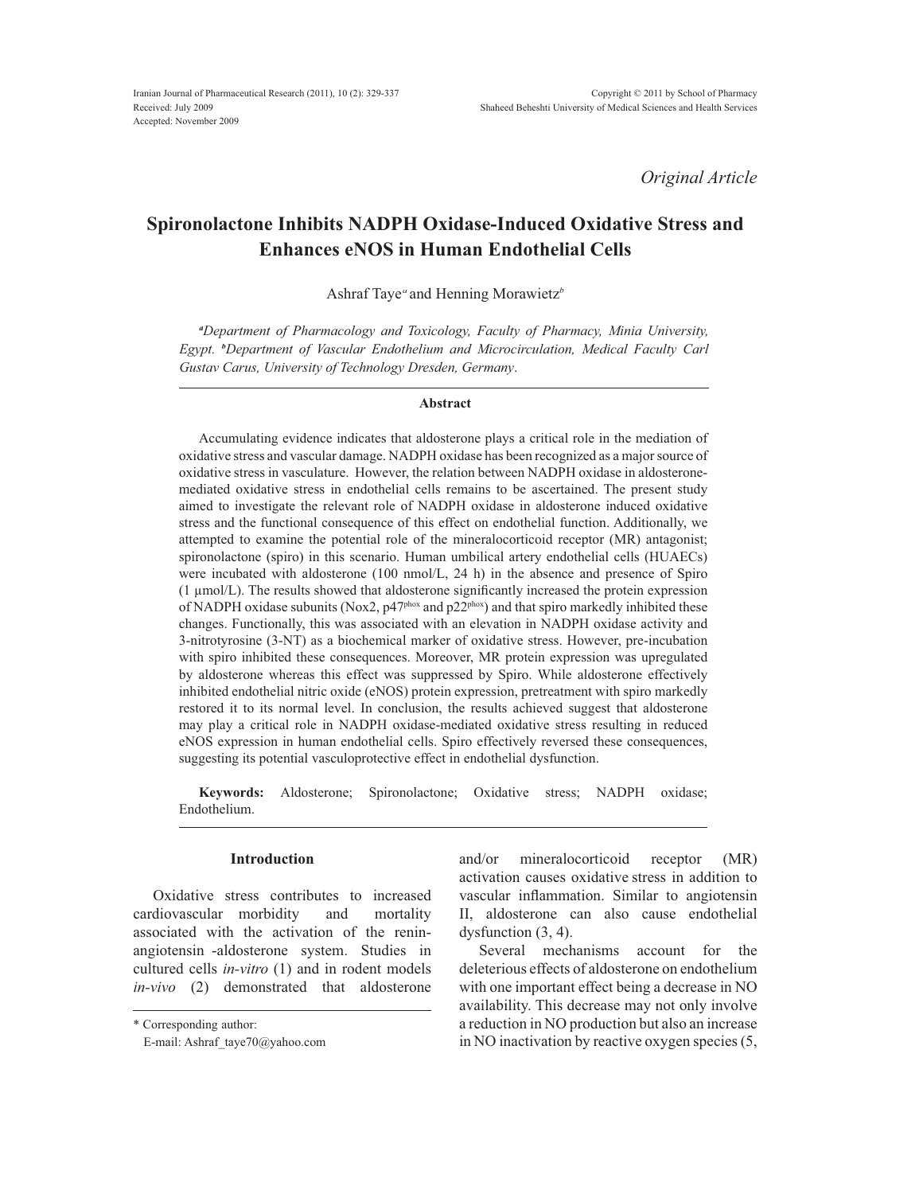Received: July 2009
Accepted: November 2009

*Original Article*

# Spironolactone Inhibits NADPH Oxidase-Induced Oxidative Stress and Enhances eNOS in Human Endothelial Cells

Ashraf Taye[a] and Henning Morawietz[b]

[a]*Department of Pharmacology and Toxicology, Faculty of Pharmacy, Minia University, Egypt.* [b]*Department of Vascular Endothelium and Microcirculation, Medical Faculty Carl Gustav Carus, University of Technology Dresden, Germany*.

## Abstract

Accumulating evidence indicates that aldosterone plays a critical role in the mediation of oxidative stress and vascular damage. NADPH oxidase has been recognized as a major source of oxidative stress in vasculature. However, the relation between NADPH oxidase in aldosterone-mediated oxidative stress in endothelial cells remains to be ascertained. The present study aimed to investigate the relevant role of NADPH oxidase in aldosterone induced oxidative stress and the functional consequence of this effect on endothelial function. Additionally, we attempted to examine the potential role of the mineralocorticoid receptor (MR) antagonist; spironolactone (spiro) in this scenario. Human umbilical artery endothelial cells (HUAECs) were incubated with aldosterone (100 nmol/L, 24 h) in the absence and presence of Spiro (1 µmol/L). The results showed that aldosterone significantly increased the protein expression of NADPH oxidase subunits (Nox2, $p47^{phox}$ and $p22^{phox}$) and that spiro markedly inhibited these changes. Functionally, this was associated with an elevation in NADPH oxidase activity and 3-nitrotyrosine (3-NT) as a biochemical marker of oxidative stress. However, pre-incubation with spiro inhibited these consequences. Moreover, MR protein expression was upregulated by aldosterone whereas this effect was suppressed by Spiro. While aldosterone effectively inhibited endothelial nitric oxide (eNOS) protein expression, pretreatment with spiro markedly restored it to its normal level. In conclusion, the results achieved suggest that aldosterone may play a critical role in NADPH oxidase-mediated oxidative stress resulting in reduced eNOS expression in human endothelial cells. Spiro effectively reversed these consequences, suggesting its potential vasculoprotective effect in endothelial dysfunction.

**Keywords:** Aldosterone; Spironolactone; Oxidative stress; NADPH oxidase; Endothelium.

## Introduction

Oxidative stress contributes to increased cardiovascular morbidity and mortality associated with the activation of the renin-angiotensin -aldosterone system. Studies in cultured cells *in-vitro* (1) and in rodent models *in-vivo* (2) demonstrated that aldosterone and/or mineralocorticoid receptor (MR) activation causes oxidative stress in addition to vascular inflammation. Similar to angiotensin II, aldosterone can also cause endothelial dysfunction (3, 4).

Several mechanisms account for the deleterious effects of aldosterone on endothelium with one important effect being a decrease in NO availability. This decrease may not only involve a reduction in NO production but also an increase in NO inactivation by reactive oxygen species (5,

\* Corresponding author:
E-mail: Ashraf_taye70@yahoo.com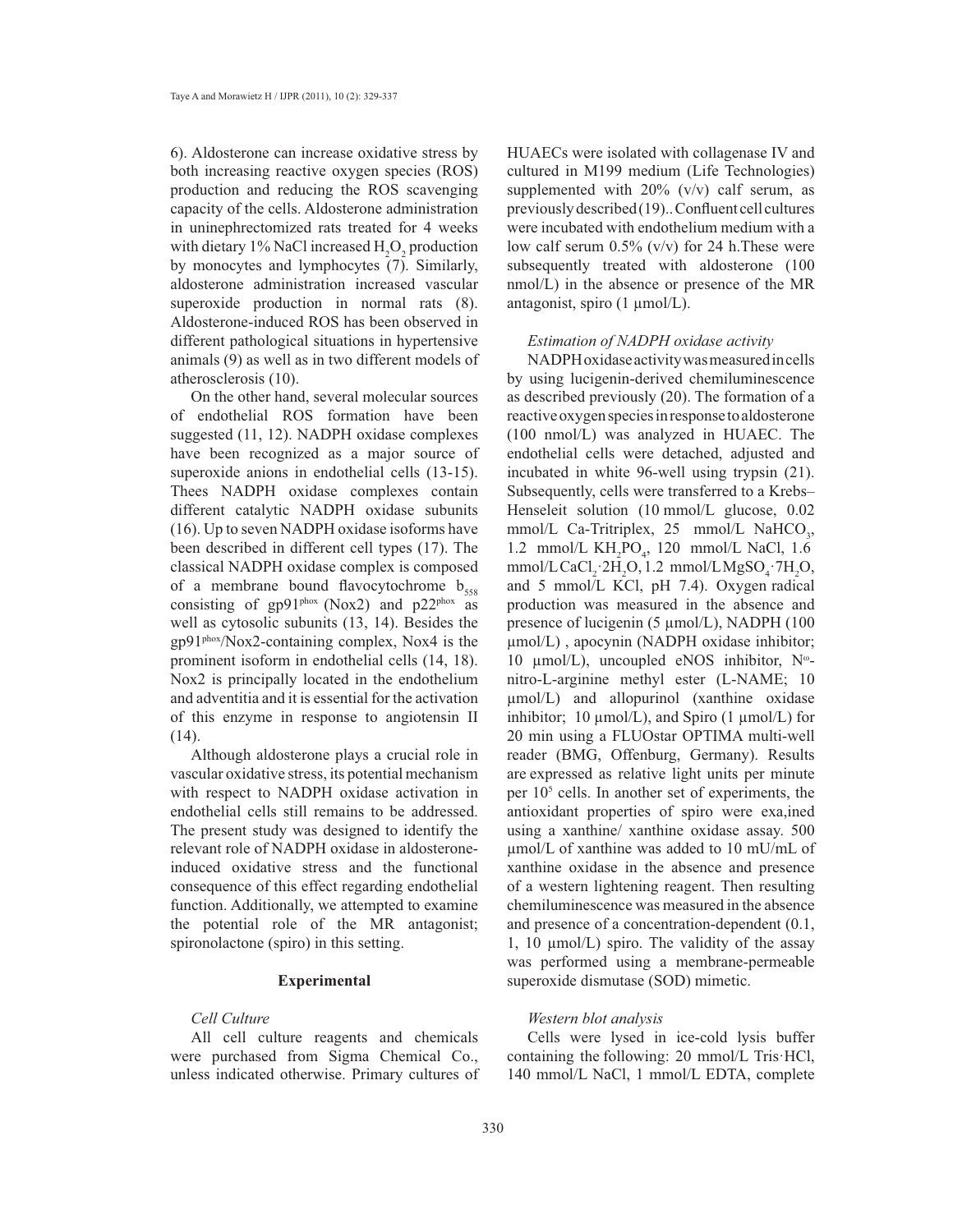6). Aldosterone can increase oxidative stress by both increasing reactive oxygen species (ROS) production and reducing the ROS scavenging capacity of the cells. Aldosterone administration in uninephrectomized rats treated for 4 weeks with dietary 1% NaCl increased $H_2O_2$ production by monocytes and lymphocytes (7). Similarly, aldosterone administration increased vascular superoxide production in normal rats (8). Aldosterone-induced ROS has been observed in different pathological situations in hypertensive animals (9) as well as in two different models of atherosclerosis (10).

On the other hand, several molecular sources of endothelial ROS formation have been suggested (11, 12). NADPH oxidase complexes have been recognized as a major source of superoxide anions in endothelial cells (13-15). Thees NADPH oxidase complexes contain different catalytic NADPH oxidase subunits (16). Up to seven NADPH oxidase isoforms have been described in different cell types (17). The classical NADPH oxidase complex is composed of a membrane bound flavocytochrome $b_{558}$ consisting of $gp91^{phox}$ (Nox2) and $p22^{phox}$ as well as cytosolic subunits (13, 14). Besides the $gp91^{phox}$/Nox2-containing complex, Nox4 is the prominent isoform in endothelial cells (14, 18). Nox2 is principally located in the endothelium and adventitia and it is essential for the activation of this enzyme in response to angiotensin II (14).

Although aldosterone plays a crucial role in vascular oxidative stress, its potential mechanism with respect to NADPH oxidase activation in endothelial cells still remains to be addressed. The present study was designed to identify the relevant role of NADPH oxidase in aldosterone-induced oxidative stress and the functional consequence of this effect regarding endothelial function. Additionally, we attempted to examine the potential role of the MR antagonist; spironolactone (spiro) in this setting.

## Experimental

### *Cell Culture*

All cell culture reagents and chemicals were purchased from Sigma Chemical Co., unless indicated otherwise. Primary cultures of HUAECs were isolated with collagenase IV and cultured in M199 medium (Life Technologies) supplemented with 20% (v/v) calf serum, as previously described (19).. Confluent cell cultures were incubated with endothelium medium with a low calf serum 0.5% (v/v) for 24 h.These were subsequently treated with aldosterone (100 nmol/L) in the absence or presence of the MR antagonist, spiro (1 µmol/L).

### *Estimation of NADPH oxidase activity*

NADPH oxidase activity was measured in cells by using lucigenin-derived chemiluminescence as described previously (20). The formation of a reactive oxygen species in response to aldosterone (100 nmol/L) was analyzed in HUAEC. The endothelial cells were detached, adjusted and incubated in white 96-well using trypsin (21). Subsequently, cells were transferred to a Krebs–Henseleit solution (10 mmol/L glucose, 0.02 mmol/L Ca-Tritriplex, 25 mmol/L $NaHCO_3$, 1.2 mmol/L $KH_2PO_4$, 120 mmol/L NaCl, 1.6 mmol/L $CaCl_2 \cdot 2H_2O$, 1.2 mmol/L $MgSO_4 \cdot 7H_2O$, and 5 mmol/L KCl, pH 7.4). Oxygen radical production was measured in the absence and presence of lucigenin (5 µmol/L), NADPH (100 µmol/L) , apocynin (NADPH oxidase inhibitor; 10 µmol/L), uncoupled eNOS inhibitor, $N^{\omega}$-nitro-L-arginine methyl ester (L-NAME; 10 µmol/L) and allopurinol (xanthine oxidase inhibitor; 10 µmol/L), and Spiro (1 µmol/L) for 20 min using a FLUOstar OPTIMA multi-well reader (BMG, Offenburg, Germany). Results are expressed as relative light units per minute per $10^5$ cells. In another set of experiments, the antioxidant properties of spiro were exa,ined using a xanthine/ xanthine oxidase assay. 500 µmol/L of xanthine was added to 10 mU/mL of xanthine oxidase in the absence and presence of a western lightening reagent. Then resulting chemiluminescence was measured in the absence and presence of a concentration-dependent (0.1, 1, 10 µmol/L) spiro. The validity of the assay was performed using a membrane-permeable superoxide dismutase (SOD) mimetic.

### *Western blot analysis*

Cells were lysed in ice-cold lysis buffer containing the following: 20 mmol/L Tris·HCl, 140 mmol/L NaCl, 1 mmol/L EDTA, complete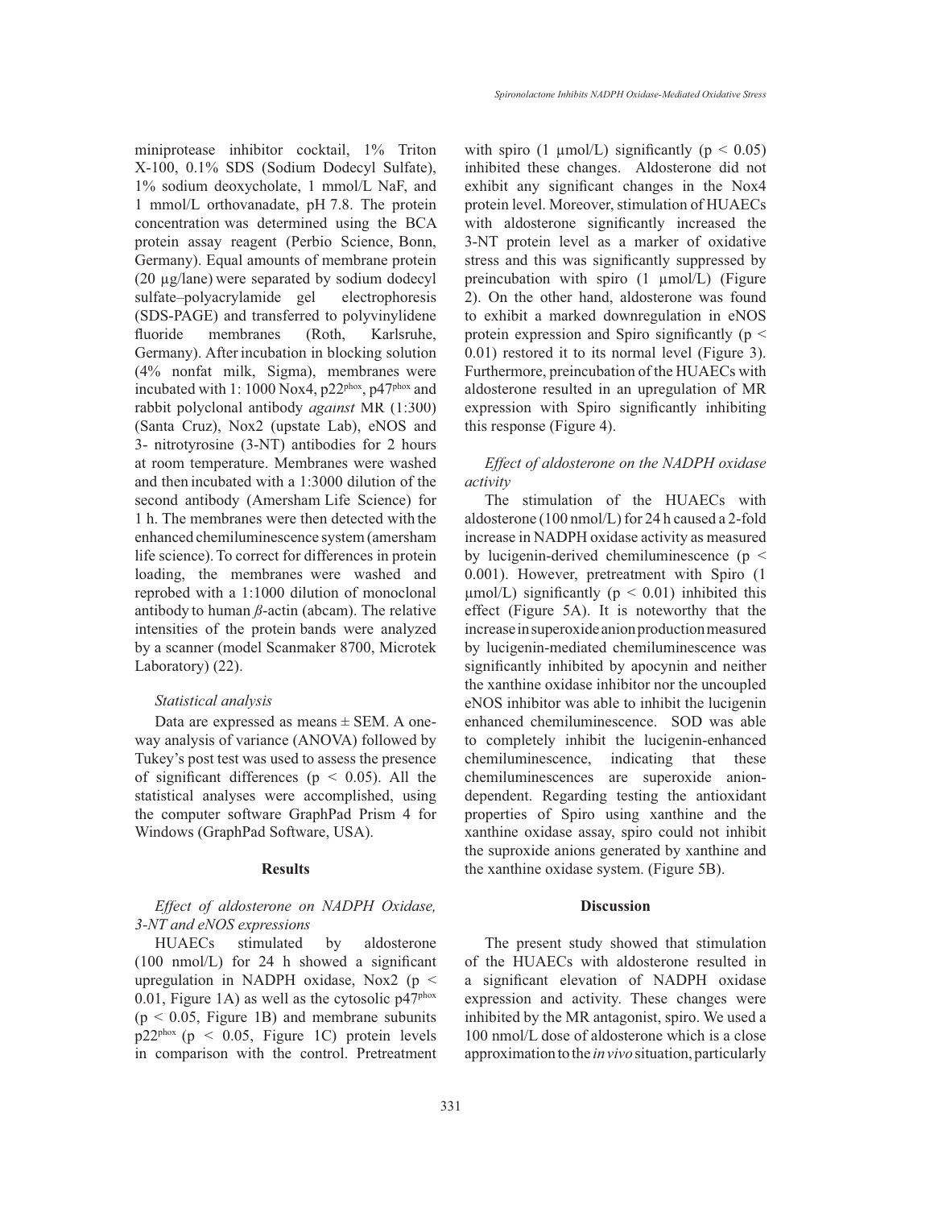miniprotease inhibitor cocktail, 1% Triton X-100, 0.1% SDS (Sodium Dodecyl Sulfate), 1% sodium deoxycholate, 1 mmol/L NaF, and 1 mmol/L orthovanadate, pH 7.8. The protein concentration was determined using the BCA protein assay reagent (Perbio Science, Bonn, Germany). Equal amounts of membrane protein (20 µg/lane) were separated by sodium dodecyl sulfate–polyacrylamide gel electrophoresis (SDS-PAGE) and transferred to polyvinylidene fluoride membranes (Roth, Karlsruhe, Germany). After incubation in blocking solution (4% nonfat milk, Sigma), membranes were incubated with 1: 1000 Nox4, $p22^{phox}$, $p47^{phox}$ and rabbit polyclonal antibody *against* MR (1:300) (Santa Cruz), Nox2 (upstate Lab), eNOS and 3- nitrotyrosine (3-NT) antibodies for 2 hours at room temperature. Membranes were washed and then incubated with a 1:3000 dilution of the second antibody (Amersham Life Science) for 1 h. The membranes were then detected with the enhanced chemiluminescence system (amersham life science). To correct for differences in protein loading, the membranes were washed and reprobed with a 1:1000 dilution of monoclonal antibody to human *β*-actin (abcam). The relative intensities of the protein bands were analyzed by a scanner (model Scanmaker 8700, Microtek Laboratory) (22).

*Statistical analysis*

Data are expressed as means ± SEM. A one-way analysis of variance (ANOVA) followed by Tukey's post test was used to assess the presence of significant differences ($p < 0.05$). All the statistical analyses were accomplished, using the computer software GraphPad Prism 4 for Windows (GraphPad Software, USA).

## Results

*Effect of aldosterone on NADPH Oxidase, 3-NT and eNOS expressions*

HUAECs stimulated by aldosterone (100 nmol/L) for 24 h showed a significant upregulation in NADPH oxidase, Nox2 ($p < 0.01$, Figure 1A) as well as the cytosolic $p47^{phox}$ ($p < 0.05$, Figure 1B) and membrane subunits $p22^{phox}$ ($p < 0.05$, Figure 1C) protein levels in comparison with the control. Pretreatment with spiro (1 µmol/L) significantly ($p < 0.05$) inhibited these changes. Aldosterone did not exhibit any significant changes in the Nox4 protein level. Moreover, stimulation of HUAECs with aldosterone significantly increased the 3-NT protein level as a marker of oxidative stress and this was significantly suppressed by preincubation with spiro (1 µmol/L) (Figure 2). On the other hand, aldosterone was found to exhibit a marked downregulation in eNOS protein expression and Spiro significantly ($p < 0.01$) restored it to its normal level (Figure 3). Furthermore, preincubation of the HUAECs with aldosterone resulted in an upregulation of MR expression with Spiro significantly inhibiting this response (Figure 4).

*Effect of aldosterone on the NADPH oxidase activity*

The stimulation of the HUAECs with aldosterone (100 nmol/L) for 24 h caused a 2-fold increase in NADPH oxidase activity as measured by lucigenin-derived chemiluminescence ($p < 0.001$). However, pretreatment with Spiro (1 µmol/L) significantly ($p < 0.01$) inhibited this effect (Figure 5A). It is noteworthy that the increase in superoxide anion production measured by lucigenin-mediated chemiluminescence was significantly inhibited by apocynin and neither the xanthine oxidase inhibitor nor the uncoupled eNOS inhibitor was able to inhibit the lucigenin enhanced chemiluminescence. SOD was able to completely inhibit the lucigenin-enhanced chemiluminescence, indicating that these chemiluminescences are superoxide anion-dependent. Regarding testing the antioxidant properties of Spiro using xanthine and the xanthine oxidase assay, spiro could not inhibit the suproxide anions generated by xanthine and the xanthine oxidase system. (Figure 5B).

## Discussion

The present study showed that stimulation of the HUAECs with aldosterone resulted in a significant elevation of NADPH oxidase expression and activity. These changes were inhibited by the MR antagonist, spiro. We used a 100 nmol/L dose of aldosterone which is a close approximation to the *in vivo* situation, particularly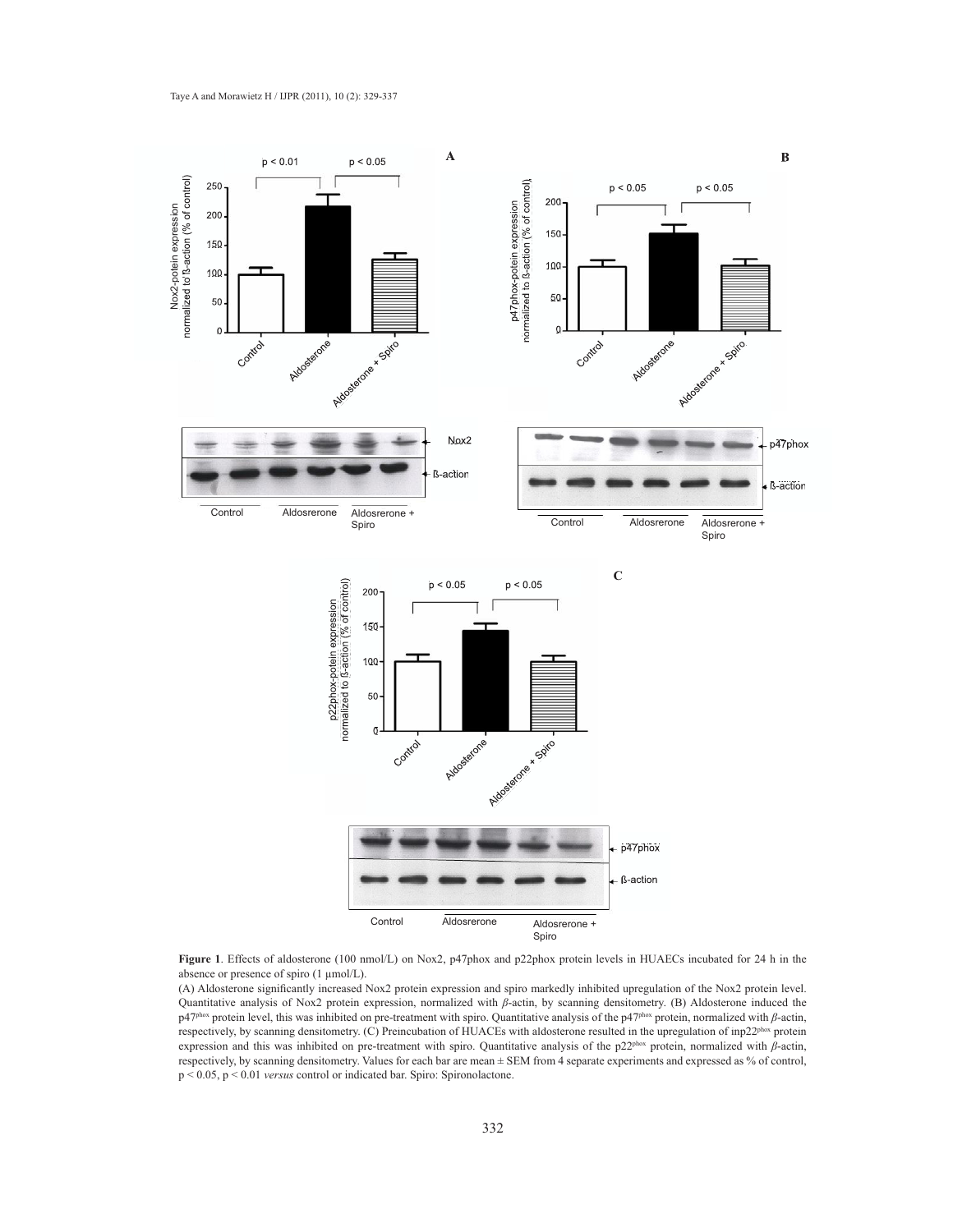**Figure 1**. Effects of aldosterone (100 nmol/L) on Nox2, p47phox and p22phox protein levels in HUAECs incubated for 24 h in the absence or presence of spiro (1 μmol/L).

(A) Aldosterone significantly increased Nox2 protein expression and spiro markedly inhibited upregulation of the Nox2 protein level. Quantitative analysis of Nox2 protein expression, normalized with *β*-actin, by scanning densitometry. (B) Aldosterone induced the p47[phox] protein level, this was inhibited on pre-treatment with spiro. Quantitative analysis of the p47[phox] protein, normalized with *β*-actin, respectively, by scanning densitometry. (C) Preincubation of HUACEs with aldosterone resulted in the upregulation of inp22[phox] protein expression and this was inhibited on pre-treatment with spiro. Quantitative analysis of the p22[phox] protein, normalized with *β*-actin, respectively, by scanning densitometry. Values for each bar are mean ± SEM from 4 separate experiments and expressed as % of control, $p < 0.05$, $p < 0.01$ *versus* control or indicated bar. Spiro: Spironolactone.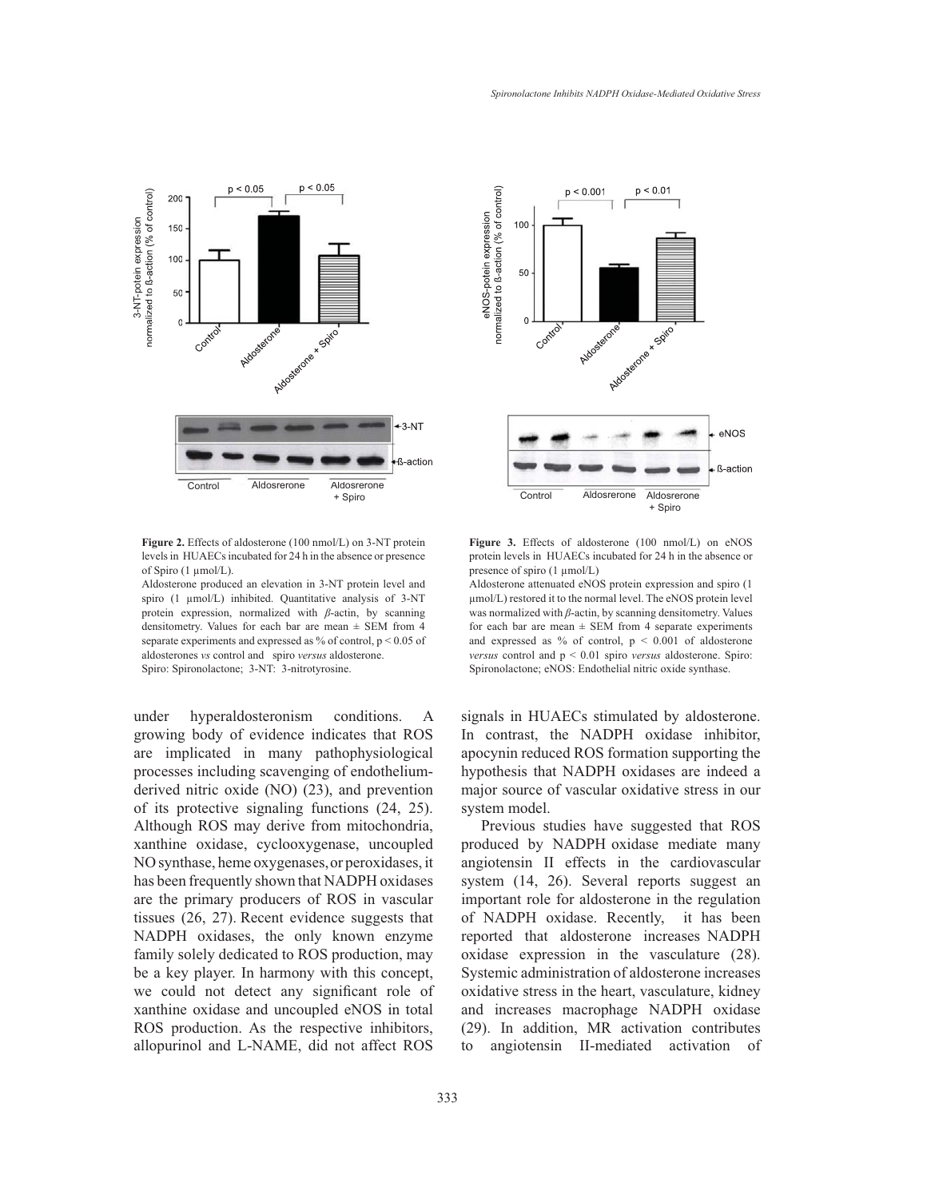**Figure 2.** Effects of aldosterone (100 nmol/L) on 3-NT protein levels in HUAECs incubated for 24 h in the absence or presence of Spiro (1 µmol/L).

Aldosterone produced an elevation in 3-NT protein level and spiro (1 µmol/L) inhibited. Quantitative analysis of 3-NT protein expression, normalized with *β*-actin, by scanning densitometry. Values for each bar are mean ± SEM from 4 separate experiments and expressed as % of control, $p < 0.05$ of aldosterones *vs* control and spiro *versus* aldosterone.

Spiro: Spironolactone; 3-NT: 3-nitrotyrosine.

**Figure 3.** Effects of aldosterone (100 nmol/L) on eNOS protein levels in HUAECs incubated for 24 h in the absence or presence of spiro (1 µmol/L)

Aldosterone attenuated eNOS protein expression and spiro (1 µmol/L) restored it to the normal level. The eNOS protein level was normalized with *β*-actin, by scanning densitometry. Values for each bar are mean ± SEM from 4 separate experiments and expressed as % of control, $p < 0.001$ of aldosterone *versus* control and $p < 0.01$ spiro *versus* aldosterone. Spiro: Spironolactone; eNOS: Endothelial nitric oxide synthase.

under hyperaldosteronism conditions. A growing body of evidence indicates that ROS are implicated in many pathophysiological processes including scavenging of endothelium-derived nitric oxide (NO) (23), and prevention of its protective signaling functions (24, 25). Although ROS may derive from mitochondria, xanthine oxidase, cyclooxygenase, uncoupled NO synthase, heme oxygenases, or peroxidases, it has been frequently shown that NADPH oxidases are the primary producers of ROS in vascular tissues (26, 27). Recent evidence suggests that NADPH oxidases, the only known enzyme family solely dedicated to ROS production, may be a key player. In harmony with this concept, we could not detect any significant role of xanthine oxidase and uncoupled eNOS in total ROS production. As the respective inhibitors, allopurinol and L-NAME, did not affect ROS signals in HUAECs stimulated by aldosterone. In contrast, the NADPH oxidase inhibitor, apocynin reduced ROS formation supporting the hypothesis that NADPH oxidases are indeed a major source of vascular oxidative stress in our system model.

Previous studies have suggested that ROS produced by NADPH oxidase mediate many angiotensin II effects in the cardiovascular system (14, 26). Several reports suggest an important role for aldosterone in the regulation of NADPH oxidase. Recently, it has been reported that aldosterone increases NADPH oxidase expression in the vasculature (28). Systemic administration of aldosterone increases oxidative stress in the heart, vasculature, kidney and increases macrophage NADPH oxidase (29). In addition, MR activation contributes to angiotensin II-mediated activation of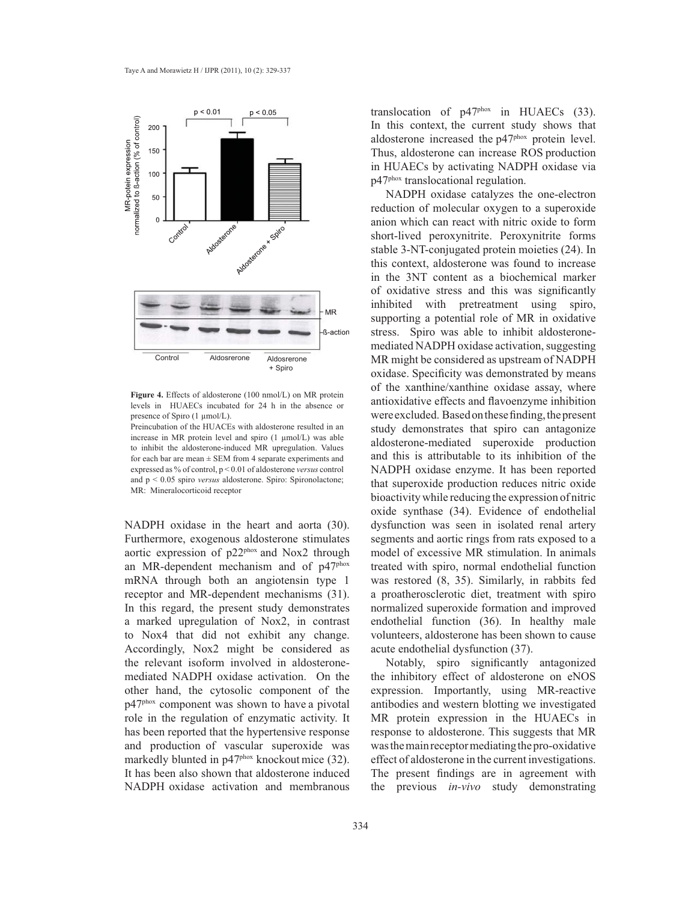**Figure 4.** Effects of aldosterone (100 nmol/L) on MR protein levels in HUAECs incubated for 24 h in the absence or presence of Spiro (1 µmol/L).

Preincubation of the HUACEs with aldosterone resulted in an increase in MR protein level and spiro (1 µmol/L) was able to inhibit the aldosterone-induced MR upregulation. Values for each bar are mean ± SEM from 4 separate experiments and expressed as % of control, $p < 0.01$ of aldosterone *versus* control and $p < 0.05$ spiro *versus* aldosterone. Spiro: Spironolactone; MR: Mineralocorticoid receptor

NADPH oxidase in the heart and aorta (30). Furthermore, exogenous aldosterone stimulates aortic expression of p22$^{phox}$ and Nox2 through an MR-dependent mechanism and of p47$^{phox}$ mRNA through both an angiotensin type 1 receptor and MR-dependent mechanisms (31). In this regard, the present study demonstrates a marked upregulation of Nox2, in contrast to Nox4 that did not exhibit any change. Accordingly, Nox2 might be considered as the relevant isoform involved in aldosterone-mediated NADPH oxidase activation. On the other hand, the cytosolic component of the p47$^{phox}$ component was shown to have a pivotal role in the regulation of enzymatic activity. It has been reported that the hypertensive response and production of vascular superoxide was markedly blunted in p47$^{phox}$ knockout mice (32). It has been also shown that aldosterone induced NADPH oxidase activation and membranous translocation of p47$^{phox}$ in HUAECs (33). In this context, the current study shows that aldosterone increased the p47$^{phox}$ protein level. Thus, aldosterone can increase ROS production in HUAECs by activating NADPH oxidase via p47$^{phox}$ translocational regulation.

NADPH oxidase catalyzes the one-electron reduction of molecular oxygen to a superoxide anion which can react with nitric oxide to form short-lived peroxynitrite. Peroxynitrite forms stable 3-NT-conjugated protein moieties (24). In this context, aldosterone was found to increase in the 3NT content as a biochemical marker of oxidative stress and this was significantly inhibited with pretreatment using spiro, supporting a potential role of MR in oxidative stress. Spiro was able to inhibit aldosterone-mediated NADPH oxidase activation, suggesting MR might be considered as upstream of NADPH oxidase. Specificity was demonstrated by means of the xanthine/xanthine oxidase assay, where antioxidative effects and flavoenzyme inhibition were excluded. Based on these finding, the present study demonstrates that spiro can antagonize aldosterone-mediated superoxide production and this is attributable to its inhibition of the NADPH oxidase enzyme. It has been reported that superoxide production reduces nitric oxide bioactivity while reducing the expression of nitric oxide synthase (34). Evidence of endothelial dysfunction was seen in isolated renal artery segments and aortic rings from rats exposed to a model of excessive MR stimulation. In animals treated with spiro, normal endothelial function was restored (8, 35). Similarly, in rabbits fed a proatherosclerotic diet, treatment with spiro normalized superoxide formation and improved endothelial function (36). In healthy male volunteers, aldosterone has been shown to cause acute endothelial dysfunction (37).

Notably, spiro significantly antagonized the inhibitory effect of aldosterone on eNOS expression. Importantly, using MR-reactive antibodies and western blotting we investigated MR protein expression in the HUAECs in response to aldosterone. This suggests that MR was the main receptor mediating the pro-oxidative effect of aldosterone in the current investigations. The present findings are in agreement with the previous *in-vivo* study demonstrating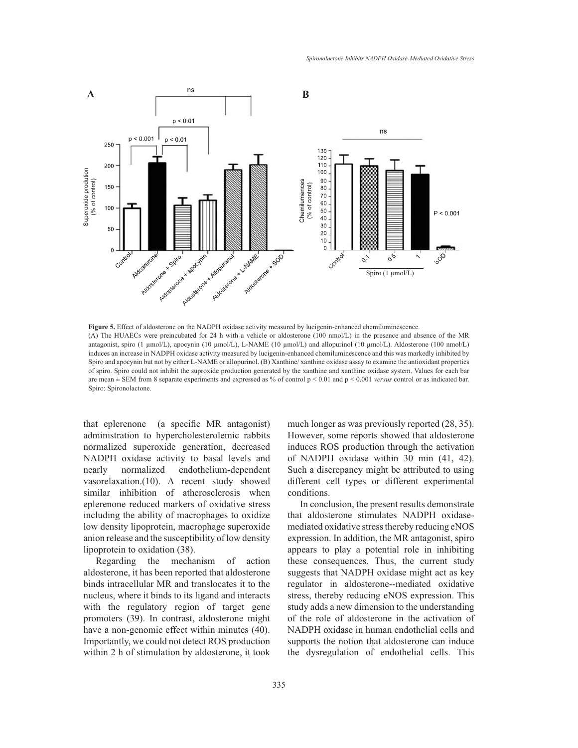**Figure 5.** Effect of aldosterone on the NADPH oxidase activity measured by lucigenin-enhanced chemiluminescence.
(A) The HUAECs were preincubated for 24 h with a vehicle or aldosterone (100 nmol/L) in the presence and absence of the MR antagonist, spiro (1 µmol/L), apocynin (10 µmol/L), L-NAME (10 µmol/L) and allopurinol (10 µmol/L). Aldosterone (100 nmol/L) induces an increase in NADPH oxidase activity measured by lucigenin-enhanced chemiluminescence and this was markedly inhibited by Spiro and apocynin but not by either L-NAME or allopurinol. (B) Xanthine/ xanthine oxidase assay to examine the antioxidant properties of spiro. Spiro could not inhibit the suproxide production generated by the xanthine and xanthine oxidase system. Values for each bar are mean ± SEM from 8 separate experiments and expressed as % of control $p < 0.01$ and $p < 0.001$ *versus* control or as indicated bar. Spiro: Spironolactone.

that eplerenone (a specific MR antagonist) administration to hypercholesterolemic rabbits normalized superoxide generation, decreased NADPH oxidase activity to basal levels and nearly normalized endothelium-dependent vasorelaxation.(10). A recent study showed similar inhibition of atherosclerosis when eplerenone reduced markers of oxidative stress including the ability of macrophages to oxidize low density lipoprotein, macrophage superoxide anion release and the susceptibility of low density lipoprotein to oxidation (38).

Regarding the mechanism of action aldosterone, it has been reported that aldosterone binds intracellular MR and translocates it to the nucleus, where it binds to its ligand and interacts with the regulatory region of target gene promoters (39). In contrast, aldosterone might have a non-genomic effect within minutes (40). Importantly, we could not detect ROS production within 2 h of stimulation by aldosterone, it took much longer as was previously reported (28, 35). However, some reports showed that aldosterone induces ROS production through the activation of NADPH oxidase within 30 min (41, 42). Such a discrepancy might be attributed to using different cell types or different experimental conditions.

In conclusion, the present results demonstrate that aldosterone stimulates NADPH oxidase-mediated oxidative stress thereby reducing eNOS expression. In addition, the MR antagonist, spiro appears to play a potential role in inhibiting these consequences. Thus, the current study suggests that NADPH oxidase might act as key regulator in aldosterone--mediated oxidative stress, thereby reducing eNOS expression. This study adds a new dimension to the understanding of the role of aldosterone in the activation of NADPH oxidase in human endothelial cells and supports the notion that aldosterone can induce the dysregulation of endothelial cells. This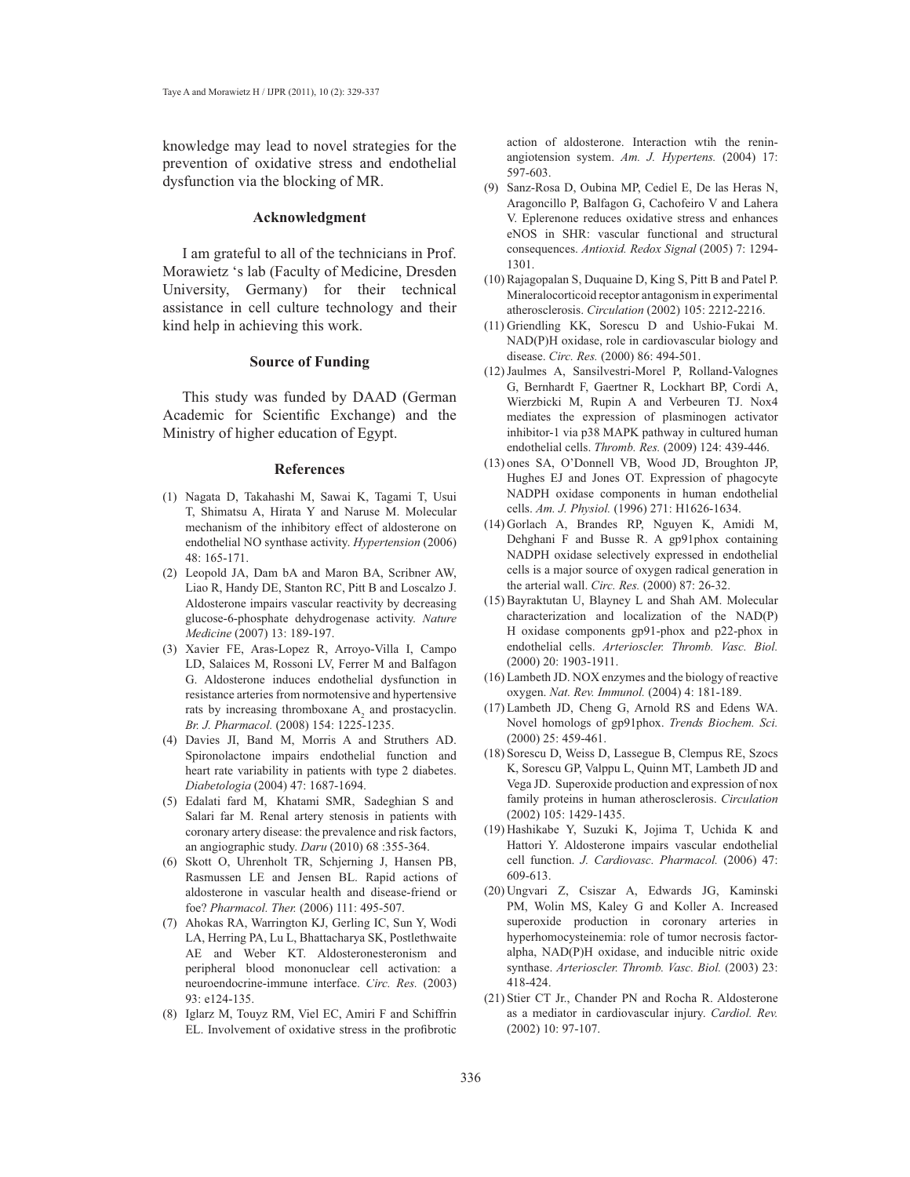knowledge may lead to novel strategies for the prevention of oxidative stress and endothelial dysfunction via the blocking of MR.

## Acknowledgment

I am grateful to all of the technicians in Prof. Morawietz 's lab (Faculty of Medicine, Dresden University, Germany) for their technical assistance in cell culture technology and their kind help in achieving this work.

## Source of Funding

This study was funded by DAAD (German Academic for Scientific Exchange) and the Ministry of higher education of Egypt.

## References

(1) Nagata D, Takahashi M, Sawai K, Tagami T, Usui T, Shimatsu A, Hirata Y and Naruse M. Molecular mechanism of the inhibitory effect of aldosterone on endothelial NO synthase activity. *Hypertension* (2006) 48: 165-171.

(2) Leopold JA, Dam bA and Maron BA, Scribner AW, Liao R, Handy DE, Stanton RC, Pitt B and Loscalzo J. Aldosterone impairs vascular reactivity by decreasing glucose-6-phosphate dehydrogenase activity. *Nature Medicine* (2007) 13: 189-197.

(3) Xavier FE, Aras-Lopez R, Arroyo-Villa I, Campo LD, Salaices M, Rossoni LV, Ferrer M and Balfagon G. Aldosterone induces endothelial dysfunction in resistance arteries from normotensive and hypertensive rats by increasing thromboxane $A_2$ and prostacyclin. *Br. J. Pharmacol.* (2008) 154: 1225-1235.

(4) Davies JI, Band M, Morris A and Struthers AD. Spironolactone impairs endothelial function and heart rate variability in patients with type 2 diabetes. *Diabetologia* (2004) 47: 1687-1694.

(5) Edalati fard M, Khatami SMR, Sadeghian S and Salari far M. Renal artery stenosis in patients with coronary artery disease: the prevalence and risk factors, an angiographic study. *Daru* (2010) 68 :355-364.

(6) Skott O, Uhrenholt TR, Schjerning J, Hansen PB, Rasmussen LE and Jensen BL. Rapid actions of aldosterone in vascular health and disease-friend or foe? *Pharmacol. Ther.* (2006) 111: 495-507.

(7) Ahokas RA, Warrington KJ, Gerling IC, Sun Y, Wodi LA, Herring PA, Lu L, Bhattacharya SK, Postlethwaite AE and Weber KT. Aldosteronesteronism and peripheral blood mononuclear cell activation: a neuroendocrine-immune interface. *Circ. Res.* (2003) 93: e124-135.

(8) Iglarz M, Touyz RM, Viel EC, Amiri F and Schiffrin EL. Involvement of oxidative stress in the profibrotic action of aldosterone. Interaction wtih the renin-angiotension system. *Am. J. Hypertens.* (2004) 17: 597-603.

(9) Sanz-Rosa D, Oubina MP, Cediel E, De las Heras N, Aragoncillo P, Balfagon G, Cachofeiro V and Lahera V. Eplerenone reduces oxidative stress and enhances eNOS in SHR: vascular functional and structural consequences. *Antioxid. Redox Signal* (2005) 7: 1294-1301.

(10) Rajagopalan S, Duquaine D, King S, Pitt B and Patel P. Mineralocorticoid receptor antagonism in experimental atherosclerosis. *Circulation* (2002) 105: 2212-2216.

(11) Griendling KK, Sorescu D and Ushio-Fukai M. NAD(P)H oxidase, role in cardiovascular biology and disease. *Circ. Res.* (2000) 86: 494-501.

(12) Jaulmes A, Sansilvestri-Morel P, Rolland-Valognes G, Bernhardt F, Gaertner R, Lockhart BP, Cordi A, Wierzbicki M, Rupin A and Verbeuren TJ. Nox4 mediates the expression of plasminogen activator inhibitor-1 via p38 MAPK pathway in cultured human endothelial cells. *Thromb. Res.* (2009) 124: 439-446.

(13) ones SA, O'Donnell VB, Wood JD, Broughton JP, Hughes EJ and Jones OT. Expression of phagocyte NADPH oxidase components in human endothelial cells. *Am. J. Physiol.* (1996) 271: H1626-1634.

(14) Gorlach A, Brandes RP, Nguyen K, Amidi M, Dehghani F and Busse R. A gp91phox containing NADPH oxidase selectively expressed in endothelial cells is a major source of oxygen radical generation in the arterial wall. *Circ. Res.* (2000) 87: 26-32.

(15) Bayraktutan U, Blayney L and Shah AM. Molecular characterization and localization of the NAD(P) H oxidase components gp91-phox and p22-phox in endothelial cells. *Arterioscler. Thromb. Vasc. Biol.* (2000) 20: 1903-1911.

(16) Lambeth JD. NOX enzymes and the biology of reactive oxygen. *Nat. Rev. Immunol.* (2004) 4: 181-189.

(17) Lambeth JD, Cheng G, Arnold RS and Edens WA. Novel homologs of gp91phox. *Trends Biochem. Sci.* (2000) 25: 459-461.

(18) Sorescu D, Weiss D, Lassegue B, Clempus RE, Szocs K, Sorescu GP, Valppu L, Quinn MT, Lambeth JD and Vega JD. Superoxide production and expression of nox family proteins in human atherosclerosis. *Circulation* (2002) 105: 1429-1435.

(19) Hashikabe Y, Suzuki K, Jojima T, Uchida K and Hattori Y. Aldosterone impairs vascular endothelial cell function. *J. Cardiovasc. Pharmacol.* (2006) 47: 609-613.

(20) Ungvari Z, Csiszar A, Edwards JG, Kaminski PM, Wolin MS, Kaley G and Koller A. Increased superoxide production in coronary arteries in hyperhomocysteinemia: role of tumor necrosis factor-alpha, NAD(P)H oxidase, and inducible nitric oxide synthase. *Arterioscler. Thromb. Vasc. Biol.* (2003) 23: 418-424.

(21) Stier CT Jr., Chander PN and Rocha R. Aldosterone as a mediator in cardiovascular injury. *Cardiol. Rev.* (2002) 10: 97-107.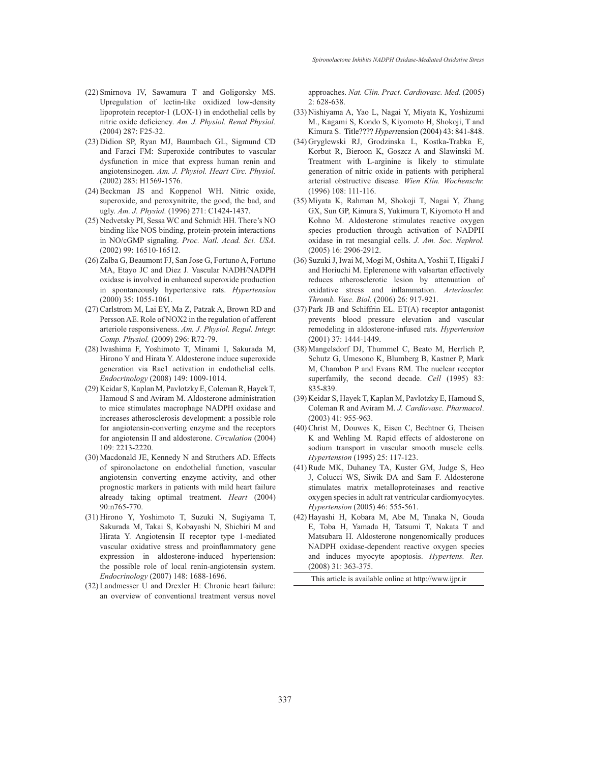(22) Smirnova IV, Sawamura T and Goligorsky MS. Upregulation of lectin-like oxidized low-density lipoprotein receptor-1 (LOX-1) in endothelial cells by nitric oxide deficiency. *Am. J. Physiol. Renal Physiol.* (2004) 287: F25-32.

(23) Didion SP, Ryan MJ, Baumbach GL, Sigmund CD and Faraci FM: Superoxide contributes to vascular dysfunction in mice that express human renin and angiotensinogen. *Am. J. Physiol. Heart Circ. Physiol.* (2002) 283: H1569-1576.

(24) Beckman JS and Koppenol WH. Nitric oxide, superoxide, and peroxynitrite, the good, the bad, and ugly. *Am. J. Physiol.* (1996) 271: C1424-1437.

(25) Nedvetsky PI, Sessa WC and Schmidt HH. There's NO binding like NOS binding, protein-protein interactions in NO/cGMP signaling. *Proc. Natl. Acad. Sci. USA.* (2002) 99: 16510-16512.

(26) Zalba G, Beaumont FJ, San Jose G, Fortuno A, Fortuno MA, Etayo JC and Diez J. Vascular NADH/NADPH oxidase is involved in enhanced superoxide production in spontaneously hypertensive rats. *Hypertension* (2000) 35: 1055-1061.

(27) Carlstrom M, Lai EY, Ma Z, Patzak A, Brown RD and Persson AE. Role of NOX2 in the regulation of afferent arteriole responsiveness. *Am. J. Physiol. Regul. Integr. Comp. Physiol.* (2009) 296: R72-79.

(28) Iwashima F, Yoshimoto T, Minami I, Sakurada M, Hirono Y and Hirata Y. Aldosterone induce superoxide generation via Rac1 activation in endothelial cells. *Endocrinology* (2008) 149: 1009-1014.

(29) Keidar S, Kaplan M, Pavlotzky E, Coleman R, Hayek T, Hamoud S and Aviram M. Aldosterone administration to mice stimulates macrophage NADPH oxidase and increases atherosclerosis development: a possible role for angiotensin-converting enzyme and the receptors for angiotensin II and aldosterone. *Circulation* (2004) 109: 2213-2220.

(30) Macdonald JE, Kennedy N and Struthers AD. Effects of spironolactone on endothelial function, vascular angiotensin converting enzyme activity, and other prognostic markers in patients with mild heart failure already taking optimal treatment. *Heart* (2004) 90:n765-770.

(31) Hirono Y, Yoshimoto T, Suzuki N, Sugiyama T, Sakurada M, Takai S, Kobayashi N, Shichiri M and Hirata Y. Angiotensin II receptor type 1-mediated vascular oxidative stress and proinflammatory gene expression in aldosterone-induced hypertension: the possible role of local renin-angiotensin system. *Endocrinology* (2007) 148: 1688-1696.

(32) Landmesser U and Drexler H: Chronic heart failure: an overview of conventional treatment versus novel approaches. *Nat. Clin. Pract. Cardiovasc. Med.* (2005) 2: 628-638.

(33) Nishiyama A, Yao L, Nagai Y, Miyata K, Yoshizumi M., Kagami S, Kondo S, Kiyomoto H, Shokoji, T and Kimura S. Title???? *Hypert*ension (2004) 43: 841-848.

(34) Gryglewski RJ, Grodzinska L, Kostka-Trabka E, Korbut R, Bieroon K, Goszcz A and Slawinski M. Treatment with L-arginine is likely to stimulate generation of nitric oxide in patients with peripheral arterial obstructive disease. *Wien Klin. Wochenschr.* (1996) 108: 111-116.

(35) Miyata K, Rahman M, Shokoji T, Nagai Y, Zhang GX, Sun GP, Kimura S, Yukimura T, Kiyomoto H and Kohno M. Aldosterone stimulates reactive oxygen species production through activation of NADPH oxidase in rat mesangial cells. *J. Am. Soc. Nephrol.* (2005) 16: 2906-2912.

(36) Suzuki J, Iwai M, Mogi M, Oshita A, Yoshii T, Higaki J and Horiuchi M. Eplerenone with valsartan effectively reduces atherosclerotic lesion by attenuation of oxidative stress and inflammation. *Arterioscler. Thromb. Vasc. Biol.* (2006) 26: 917-921.

(37) Park JB and Schiffrin EL. ET(A) receptor antagonist prevents blood pressure elevation and vascular remodeling in aldosterone-infused rats. *Hypertension* (2001) 37: 1444-1449.

(38) Mangelsdorf DJ, Thummel C, Beato M, Herrlich P, Schutz G, Umesono K, Blumberg B, Kastner P, Mark M, Chambon P and Evans RM. The nuclear receptor superfamily, the second decade. *Cell* (1995) 83: 835-839.

(39) Keidar S, Hayek T, Kaplan M, Pavlotzky E, Hamoud S, Coleman R and Aviram M. *J. Cardiovasc. Pharmacol.* (2003) 41: 955-963.

(40) Christ M, Douwes K, Eisen C, Bechtner G, Theisen K and Wehling M. Rapid effects of aldosterone on sodium transport in vascular smooth muscle cells. *Hypertension* (1995) 25: 117-123.

(41) Rude MK, Duhaney TA, Kuster GM, Judge S, Heo J, Colucci WS, Siwik DA and Sam F. Aldosterone stimulates matrix metalloproteinases and reactive oxygen species in adult rat ventricular cardiomyocytes. *Hypertension* (2005) 46: 555-561.

(42) Hayashi H, Kobara M, Abe M, Tanaka N, Gouda E, Toba H, Yamada H, Tatsumi T, Nakata T and Matsubara H. Aldosterone nongenomically produces NADPH oxidase-dependent reactive oxygen species and induces myocyte apoptosis. *Hypertens. Res.* (2008) 31: 363-375.

This article is available online at http://www.ijpr.ir